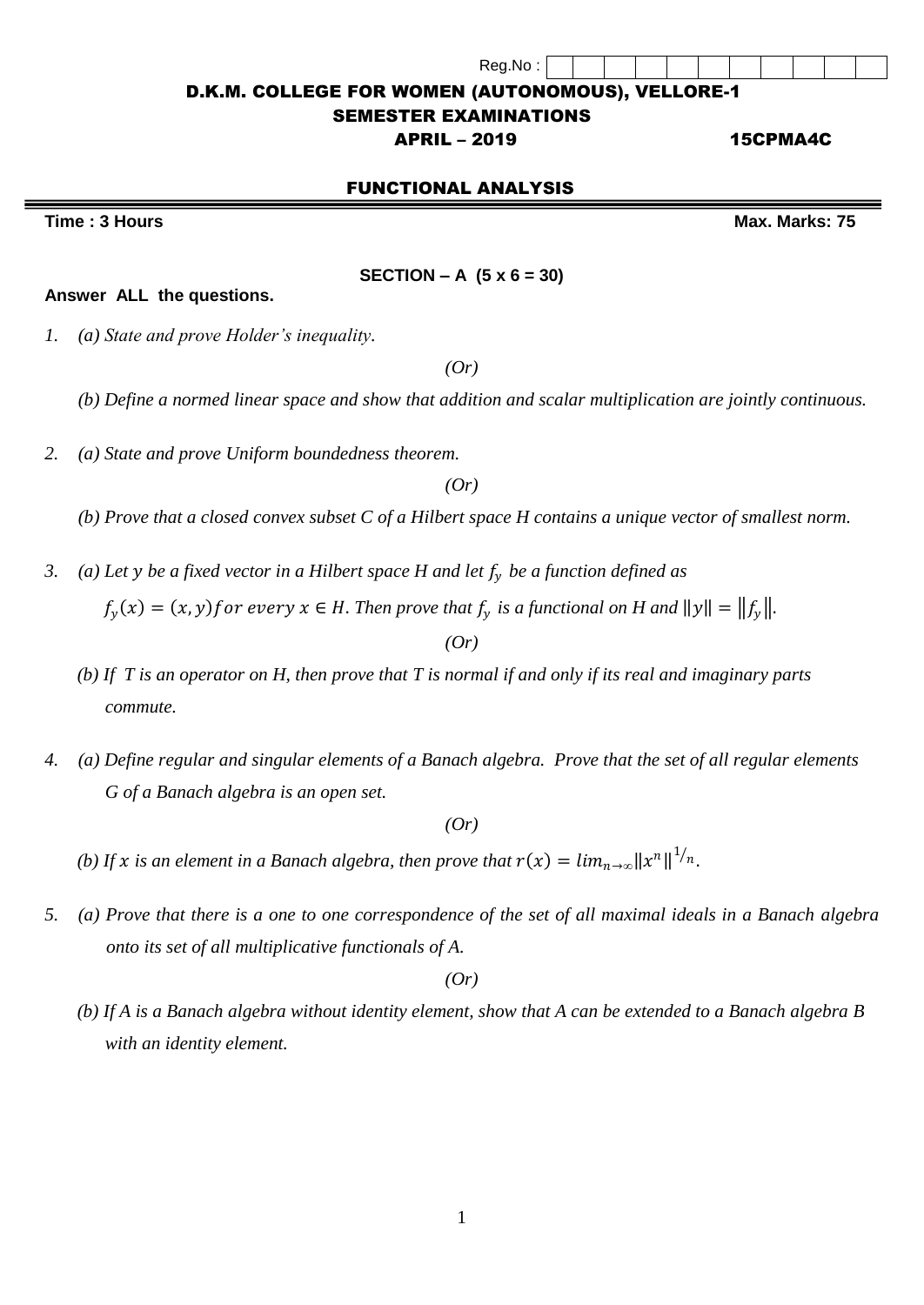Reg.No :

# D.K.M. COLLEGE FOR WOMEN (AUTONOMOUS), VELLORE-1

## SEMESTER EXAMINATIONS

**APRIL – 2019** **15CPMA4C**

## FUNCTIONAL ANALYSIS

**Time : 3 Hours** **Max. Marks: 75**

### SECTION – A (5 x 6 = 30)

**Answer ALL the questions.**

1. *(a) State and prove Holder's inequality.*

   *(Or)*

   *(b) Define a normed linear space and show that addition and scalar multiplication are jointly continuous.*

2. *(a) State and prove Uniform boundedness theorem.*

   *(Or)*

   *(b) Prove that a closed convex subset C of a Hilbert space H contains a unique vector of smallest norm.*

3. *(a) Let $y$ be a fixed vector in a Hilbert space H and let $f_y$ be a function defined as $f_y(x) = (x, y)$ for every $x \in H$. Then prove that $f_y$ is a functional on H and $\|y\| = \|f_y\|$.*

   *(Or)*

   *(b) If T is an operator on H, then prove that T is normal if and only if its real and imaginary parts commute.*

4. *(a) Define regular and singular elements of a Banach algebra. Prove that the set of all regular elements G of a Banach algebra is an open set.*

   *(Or)*

   *(b) If $x$ is an element in a Banach algebra, then prove that $r(x) = lim_{n\to\infty}\|x^n\|^{1/n}$.*

5. *(a) Prove that there is a one to one correspondence of the set of all maximal ideals in a Banach algebra onto its set of all multiplicative functionals of A.*

   *(Or)*

   *(b) If A is a Banach algebra without identity element, show that A can be extended to a Banach algebra B with an identity element.*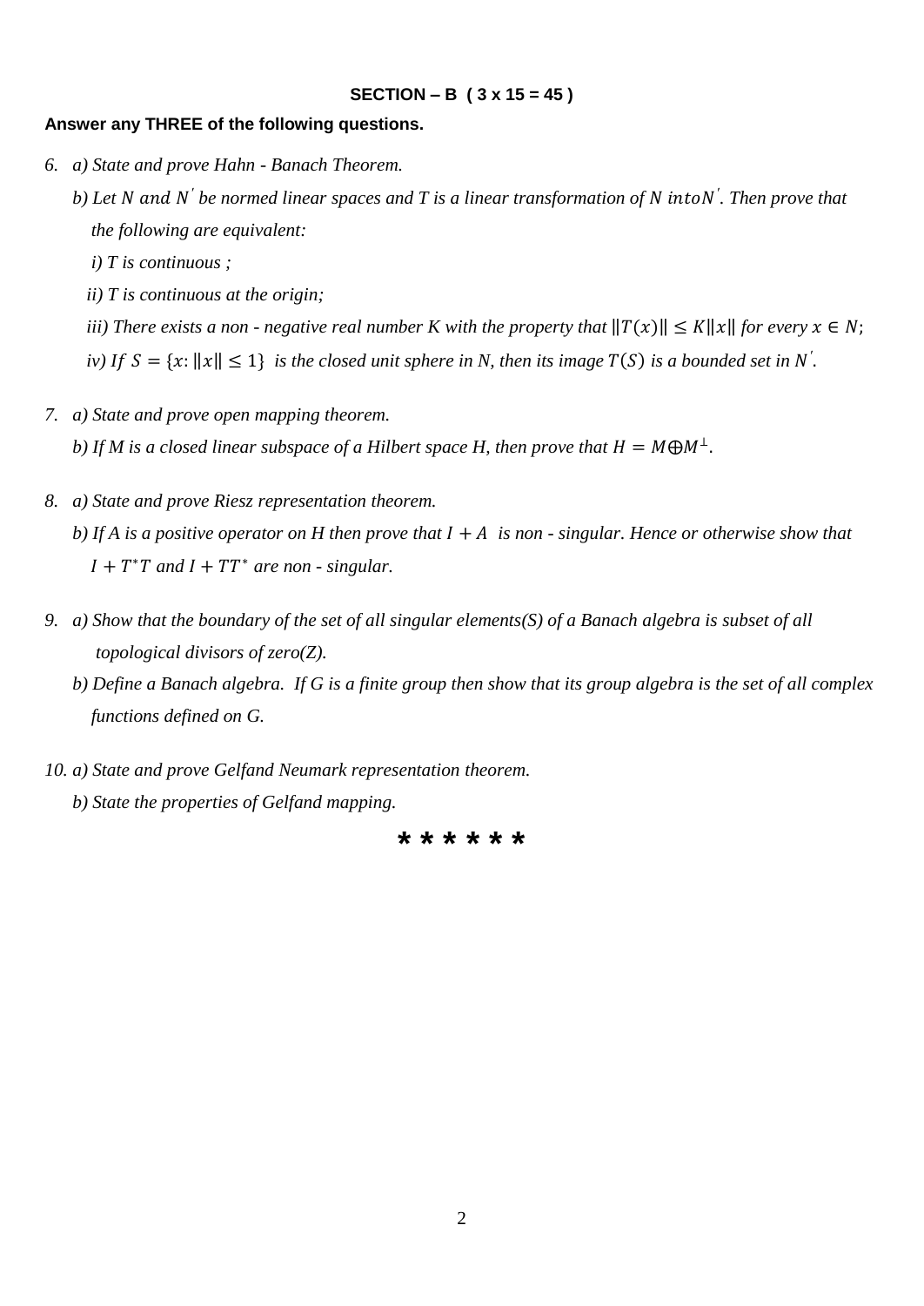**SECTION – B ( 3 x 15 = 45 )**

**Answer any THREE of the following questions.**

6. *a) State and prove Hahn - Banach Theorem.*

   *b) Let $N$ and $N'$ be normed linear spaces and T is a linear transformation of $N$ into $N'$. Then prove that the following are equivalent:*

   *i) T is continuous ;*

   *ii) T is continuous at the origin;*

   *iii) There exists a non - negative real number K with the property that $\|T(x)\| \leq K\|x\|$ for every $x \in N$;*

   *iv) If $S = \{x: \|x\| \leq 1\}$ is the closed unit sphere in N, then its image $T(S)$ is a bounded set in $N'$.*

7. *a) State and prove open mapping theorem.*

   *b) If M is a closed linear subspace of a Hilbert space H, then prove that $H = M \oplus M^{\perp}$.*

8. *a) State and prove Riesz representation theorem.*

   *b) If A is a positive operator on H then prove that $I + A$ is non - singular. Hence or otherwise show that $I + T^{*}T$ and $I + TT^{*}$ are non - singular.*

9. *a) Show that the boundary of the set of all singular elements(S) of a Banach algebra is subset of all topological divisors of zero(Z).*

   *b) Define a Banach algebra. If G is a finite group then show that its group algebra is the set of all complex functions defined on G.*

10. *a) State and prove Gelfand Neumark representation theorem.*

    *b) State the properties of Gelfand mapping.*

******